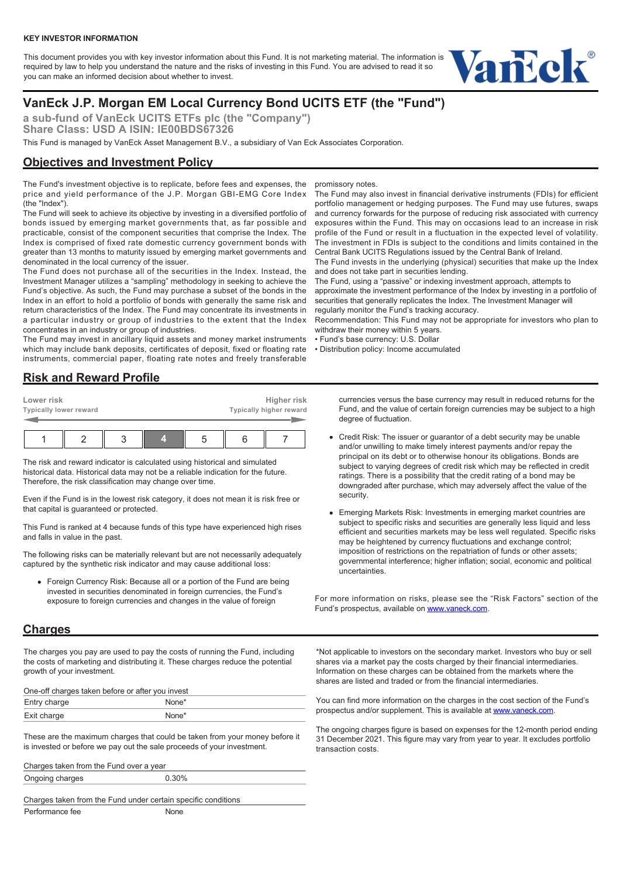**KEY INVESTOR INFORMATION**

This document provides you with key investor information about this Fund. It is not marketing material. The information is required by law to help you understand the nature and the risks of investing in this Fund. You are advised to read it so you can make an informed decision about whether to invest.

# VanEck J.P. Morgan EM Local Currency Bond UCITS ETF (the "Fund")

**a sub-fund of VanEck UCITS ETFs plc (the "Company")**
**Share Class: USD A ISIN: IE00BDS67326**

This Fund is managed by VanEck Asset Management B.V., a subsidiary of Van Eck Associates Corporation.

## Objectives and Investment Policy

The Fund's investment objective is to replicate, before fees and expenses, the price and yield performance of the J.P. Morgan GBI-EMG Core Index (the "Index").

The Fund will seek to achieve its objective by investing in a diversified portfolio of bonds issued by emerging market governments that, as far possible and practicable, consist of the component securities that comprise the Index. The Index is comprised of fixed rate domestic currency government bonds with greater than 13 months to maturity issued by emerging market governments and denominated in the local currency of the issuer.

The Fund does not purchase all of the securities in the Index. Instead, the Investment Manager utilizes a "sampling" methodology in seeking to achieve the Fund's objective. As such, the Fund may purchase a subset of the bonds in the Index in an effort to hold a portfolio of bonds with generally the same risk and return characteristics of the Index. The Fund may concentrate its investments in a particular industry or group of industries to the extent that the Index concentrates in an industry or group of industries.

The Fund may invest in ancillary liquid assets and money market instruments which may include bank deposits, certificates of deposit, fixed or floating rate instruments, commercial paper, floating rate notes and freely transferable promissory notes.

The Fund may also invest in financial derivative instruments (FDIs) for efficient portfolio management or hedging purposes. The Fund may use futures, swaps and currency forwards for the purpose of reducing risk associated with currency exposures within the Fund. This may on occasions lead to an increase in risk profile of the Fund or result in a fluctuation in the expected level of volatility. The investment in FDIs is subject to the conditions and limits contained in the Central Bank UCITS Regulations issued by the Central Bank of Ireland.

The Fund invests in the underlying (physical) securities that make up the Index and does not take part in securities lending.

The Fund, using a "passive" or indexing investment approach, attempts to approximate the investment performance of the Index by investing in a portfolio of securities that generally replicates the Index. The Investment Manager will regularly monitor the Fund's tracking accuracy.

Recommendation: This Fund may not be appropriate for investors who plan to withdraw their money within 5 years.

- Fund's base currency: U.S. Dollar
- Distribution policy: Income accumulated

## Risk and Reward Profile

| Lower risk<br>Typically lower reward | | | | | | Higher risk<br>Typically higher reward |
|---|---|---|---|---|---|---|
| 1 | 2 | 3 | **4** | 5 | 6 | 7 |

The risk and reward indicator is calculated using historical and simulated historical data. Historical data may not be a reliable indication for the future. Therefore, the risk classification may change over time.

Even if the Fund is in the lowest risk category, it does not mean it is risk free or that capital is guaranteed or protected.

This Fund is ranked at 4 because funds of this type have experienced high rises and falls in value in the past.

The following risks can be materially relevant but are not necessarily adequately captured by the synthetic risk indicator and may cause additional loss:

- Foreign Currency Risk: Because all or a portion of the Fund are being invested in securities denominated in foreign currencies, the Fund's exposure to foreign currencies and changes in the value of foreign currencies versus the base currency may result in reduced returns for the Fund, and the value of certain foreign currencies may be subject to a high degree of fluctuation.
- Credit Risk: The issuer or guarantor of a debt security may be unable and/or unwilling to make timely interest payments and/or repay the principal on its debt or to otherwise honour its obligations. Bonds are subject to varying degrees of credit risk which may be reflected in credit ratings. There is a possibility that the credit rating of a bond may be downgraded after purchase, which may adversely affect the value of the security.
- Emerging Markets Risk: Investments in emerging market countries are subject to specific risks and securities are generally less liquid and less efficient and securities markets may be less well regulated. Specific risks may be heightened by currency fluctuations and exchange control; imposition of restrictions on the repatriation of funds or other assets; governmental interference; higher inflation; social, economic and political uncertainties.

For more information on risks, please see the "Risk Factors" section of the Fund's prospectus, available on www.vaneck.com.

## Charges

The charges you pay are used to pay the costs of running the Fund, including the costs of marketing and distributing it. These charges reduce the potential growth of your investment.

| One-off charges taken before or after you invest | |
|---|---|
| Entry charge | None* |
| Exit charge | None* |

These are the maximum charges that could be taken from your money before it is invested or before we pay out the sale proceeds of your investment.

| Charges taken from the Fund over a year | |
|---|---|
| Ongoing charges | 0.30% |

| Charges taken from the Fund under certain specific conditions | |
|---|---|
| Performance fee | None |

*Not applicable to investors on the secondary market. Investors who buy or sell shares via a market pay the costs charged by their financial intermediaries. Information on these charges can be obtained from the markets where the shares are listed and traded or from the financial intermediaries.

You can find more information on the charges in the cost section of the Fund's prospectus and/or supplement. This is available at www.vaneck.com.

The ongoing charges figure is based on expenses for the 12-month period ending 31 December 2021. This figure may vary from year to year. It excludes portfolio transaction costs.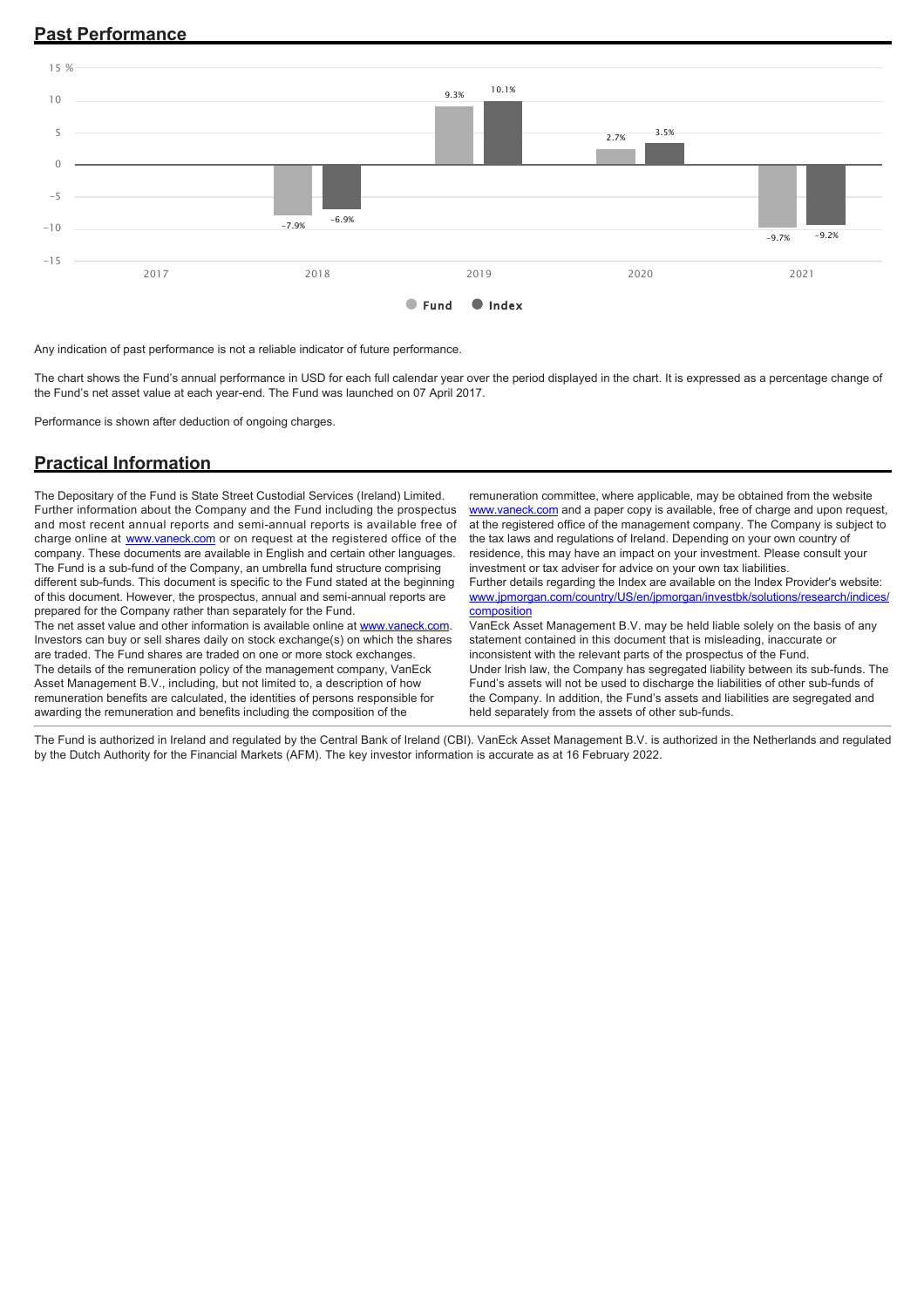## Past Performance

15 %
10
5
0
−5
−10
−15

2017
2018
2019
2020
2021

−7.9%
−6.9%
9.3%
10.1%
2.7%
3.5%
−9.7%
−9.2%

Fund
Index

Any indication of past performance is not a reliable indicator of future performance.

The chart shows the Fund's annual performance in USD for each full calendar year over the period displayed in the chart. It is expressed as a percentage change of the Fund's net asset value at each year-end. The Fund was launched on 07 April 2017.

Performance is shown after deduction of ongoing charges.

## Practical Information

The Depositary of the Fund is State Street Custodial Services (Ireland) Limited.
Further information about the Company and the Fund including the prospectus and most recent annual reports and semi-annual reports is available free of charge online at www.vaneck.com or on request at the registered office of the company. These documents are available in English and certain other languages.
The Fund is a sub-fund of the Company, an umbrella fund structure comprising different sub-funds. This document is specific to the Fund stated at the beginning of this document. However, the prospectus, annual and semi-annual reports are prepared for the Company rather than separately for the Fund.
The net asset value and other information is available online at www.vaneck.com.
Investors can buy or sell shares daily on stock exchange(s) on which the shares are traded. The Fund shares are traded on one or more stock exchanges.
The details of the remuneration policy of the management company, VanEck Asset Management B.V., including, but not limited to, a description of how remuneration benefits are calculated, the identities of persons responsible for awarding the remuneration and benefits including the composition of the remuneration committee, where applicable, may be obtained from the website www.vaneck.com and a paper copy is available, free of charge and upon request, at the registered office of the management company. The Company is subject to the tax laws and regulations of Ireland. Depending on your own country of residence, this may have an impact on your investment. Please consult your investment or tax adviser for advice on your own tax liabilities.
Further details regarding the Index are available on the Index Provider's website: www.jpmorgan.com/country/US/en/jpmorgan/investbk/solutions/research/indices/composition
VanEck Asset Management B.V. may be held liable solely on the basis of any statement contained in this document that is misleading, inaccurate or inconsistent with the relevant parts of the prospectus of the Fund.
Under Irish law, the Company has segregated liability between its sub-funds. The Fund's assets will not be used to discharge the liabilities of other sub-funds of the Company. In addition, the Fund's assets and liabilities are segregated and held separately from the assets of other sub-funds.

The Fund is authorized in Ireland and regulated by the Central Bank of Ireland (CBI). VanEck Asset Management B.V. is authorized in the Netherlands and regulated by the Dutch Authority for the Financial Markets (AFM). The key investor information is accurate as at 16 February 2022.